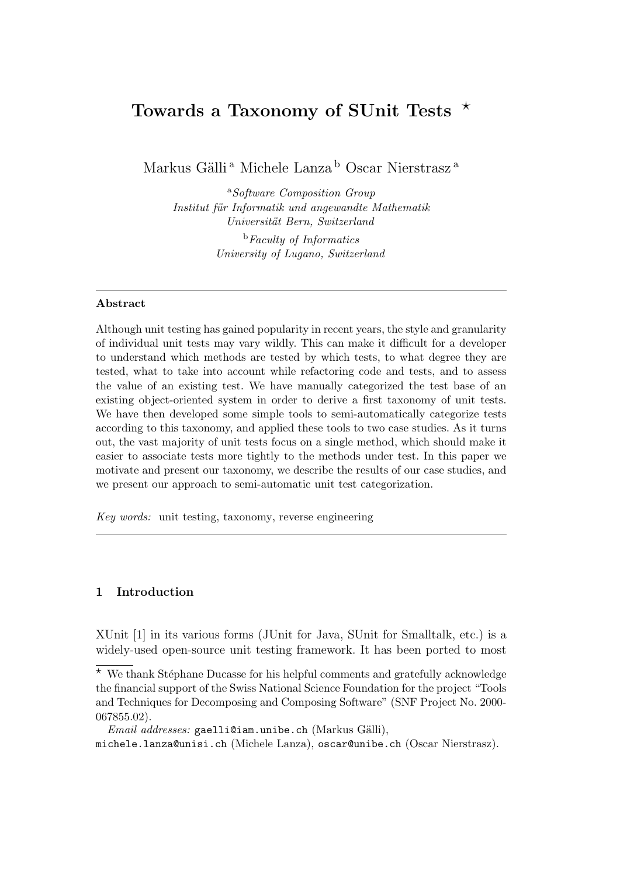# Towards a Taxonomy of SUnit Tests ⋆

Markus Gälli [a] Michele Lanza [b] Oscar Nierstrasz [a]

[a] *Software Composition Group*
*Institut für Informatik und angewandte Mathematik*
*Universität Bern, Switzerland*

[b] *Faculty of Informatics*
*University of Lugano, Switzerland*

---

**Abstract**

Although unit testing has gained popularity in recent years, the style and granularity of individual unit tests may vary wildly. This can make it difficult for a developer to understand which methods are tested by which tests, to what degree they are tested, what to take into account while refactoring code and tests, and to assess the value of an existing test. We have manually categorized the test base of an existing object-oriented system in order to derive a first taxonomy of unit tests. We have then developed some simple tools to semi-automatically categorize tests according to this taxonomy, and applied these tools to two case studies. As it turns out, the vast majority of unit tests focus on a single method, which should make it easier to associate tests more tightly to the methods under test. In this paper we motivate and present our taxonomy, we describe the results of our case studies, and we present our approach to semi-automatic unit test categorization.

*Key words:* unit testing, taxonomy, reverse engineering

---

## 1 Introduction

XUnit [1] in its various forms (JUnit for Java, SUnit for Smalltalk, etc.) is a widely-used open-source unit testing framework. It has been ported to most

⋆ We thank Stéphane Ducasse for his helpful comments and gratefully acknowledge the financial support of the Swiss National Science Foundation for the project "Tools and Techniques for Decomposing and Composing Software" (SNF Project No. 2000-067855.02).

*Email addresses:* `gaelli@iam.unibe.ch` (Markus Gälli), `michele.lanza@unisi.ch` (Michele Lanza), `oscar@unibe.ch` (Oscar Nierstrasz).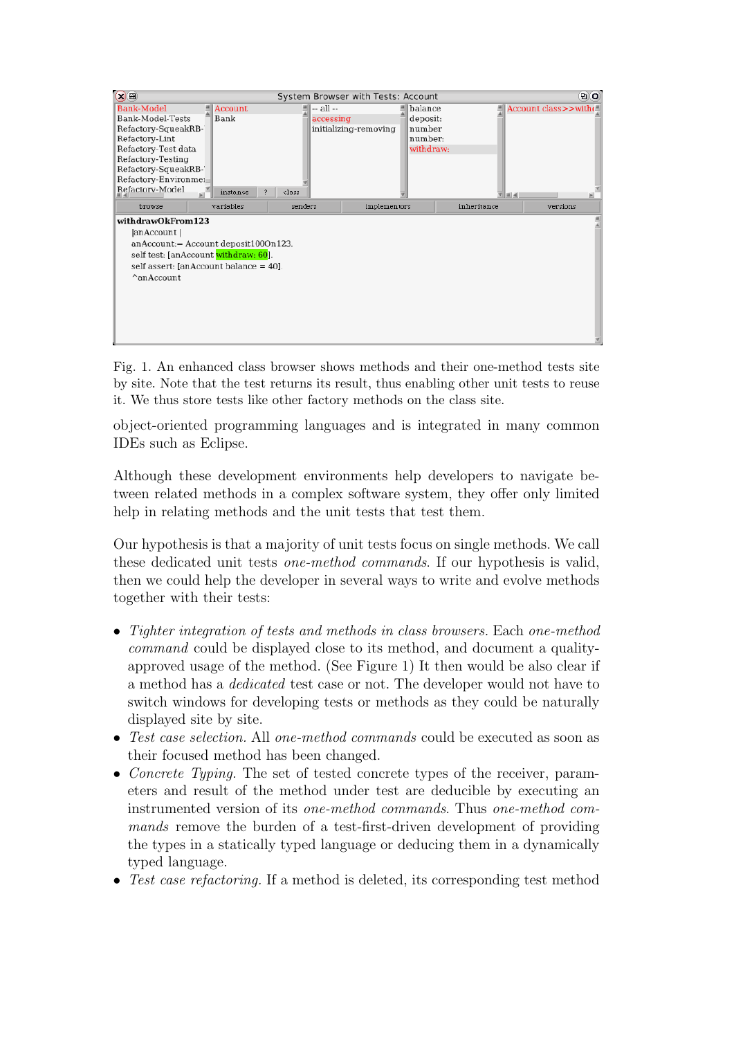```
withdrawOkFrom123
    |anAccount |
    anAccount:= Account deposit100On123.
    self test: [anAccount withdraw: 60].
    self assert: [anAccount balance = 40].
    ^anAccount
```

Fig. 1. An enhanced class browser shows methods and their one-method tests site by site. Note that the test returns its result, thus enabling other unit tests to reuse it. We thus store tests like other factory methods on the class site.

object-oriented programming languages and is integrated in many common IDEs such as Eclipse.

Although these development environments help developers to navigate between related methods in a complex software system, they offer only limited help in relating methods and the unit tests that test them.

Our hypothesis is that a majority of unit tests focus on single methods. We call these dedicated unit tests *one-method commands*. If our hypothesis is valid, then we could help the developer in several ways to write and evolve methods together with their tests:

- *Tighter integration of tests and methods in class browsers.* Each *one-method command* could be displayed close to its method, and document a quality-approved usage of the method. (See Figure 1) It then would be also clear if a method has a *dedicated* test case or not. The developer would not have to switch windows for developing tests or methods as they could be naturally displayed site by site.
- *Test case selection.* All *one-method commands* could be executed as soon as their focused method has been changed.
- *Concrete Typing.* The set of tested concrete types of the receiver, parameters and result of the method under test are deducible by executing an instrumented version of its *one-method commands*. Thus *one-method commands* remove the burden of a test-first-driven development of providing the types in a statically typed language or deducing them in a dynamically typed language.
- *Test case refactoring.* If a method is deleted, its corresponding test method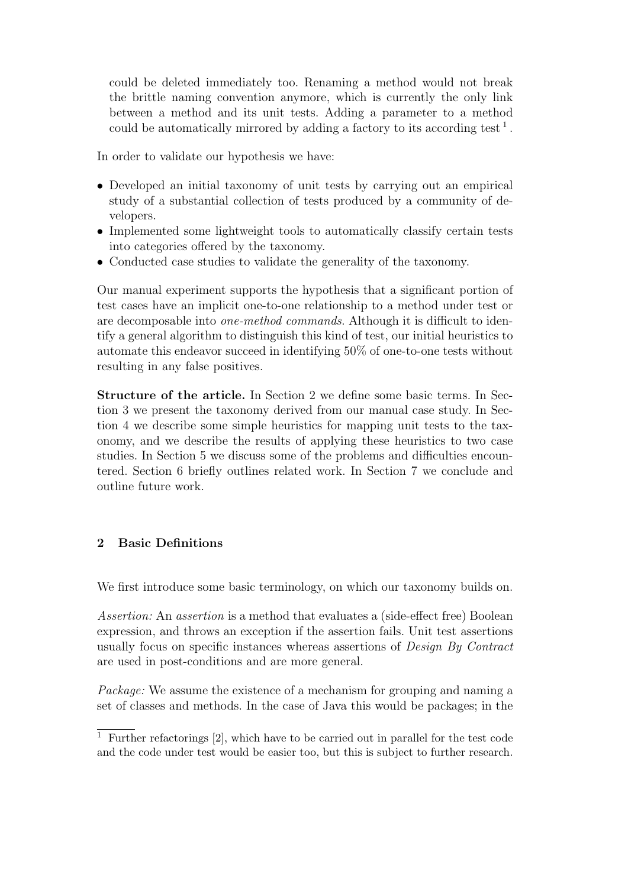could be deleted immediately too. Renaming a method would not break the brittle naming convention anymore, which is currently the only link between a method and its unit tests. Adding a parameter to a method could be automatically mirrored by adding a factory to its according test [1].

In order to validate our hypothesis we have:

- Developed an initial taxonomy of unit tests by carrying out an empirical study of a substantial collection of tests produced by a community of developers.
- Implemented some lightweight tools to automatically classify certain tests into categories offered by the taxonomy.
- Conducted case studies to validate the generality of the taxonomy.

Our manual experiment supports the hypothesis that a significant portion of test cases have an implicit one-to-one relationship to a method under test or are decomposable into *one-method commands*. Although it is difficult to identify a general algorithm to distinguish this kind of test, our initial heuristics to automate this endeavor succeed in identifying 50% of one-to-one tests without resulting in any false positives.

**Structure of the article.** In Section 2 we define some basic terms. In Section 3 we present the taxonomy derived from our manual case study. In Section 4 we describe some simple heuristics for mapping unit tests to the taxonomy, and we describe the results of applying these heuristics to two case studies. In Section 5 we discuss some of the problems and difficulties encountered. Section 6 briefly outlines related work. In Section 7 we conclude and outline future work.

## 2 Basic Definitions

We first introduce some basic terminology, on which our taxonomy builds on.

*Assertion:* An *assertion* is a method that evaluates a (side-effect free) Boolean expression, and throws an exception if the assertion fails. Unit test assertions usually focus on specific instances whereas assertions of *Design By Contract* are used in post-conditions and are more general.

*Package:* We assume the existence of a mechanism for grouping and naming a set of classes and methods. In the case of Java this would be packages; in the

[1] Further refactorings [2], which have to be carried out in parallel for the test code and the code under test would be easier too, but this is subject to further research.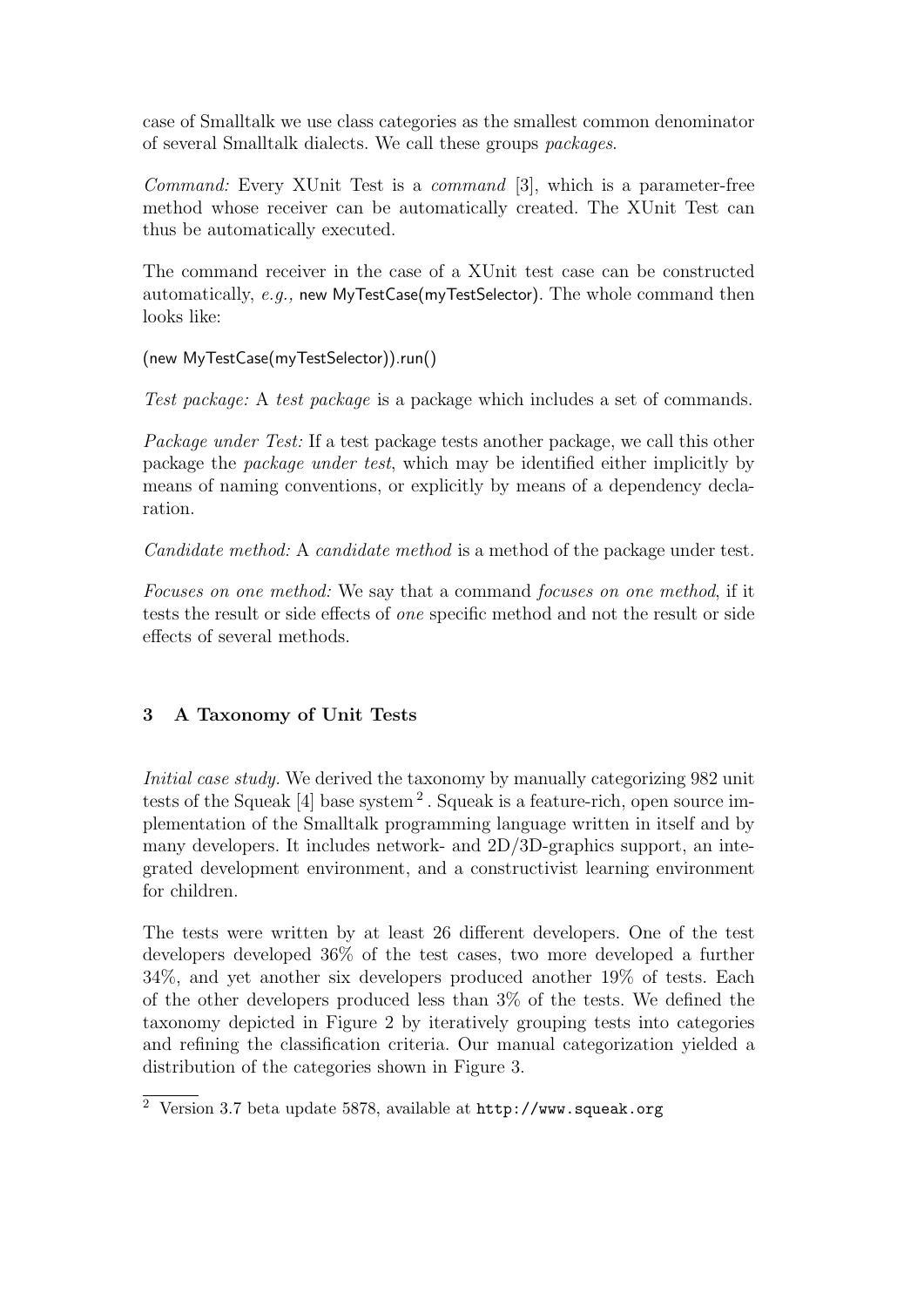case of Smalltalk we use class categories as the smallest common denominator of several Smalltalk dialects. We call these groups *packages*.

*Command:* Every XUnit Test is a *command* [3], which is a parameter-free method whose receiver can be automatically created. The XUnit Test can thus be automatically executed.

The command receiver in the case of a XUnit test case can be constructed automatically, *e.g.,* `new MyTestCase(myTestSelector)`. The whole command then looks like:

```
(new MyTestCase(myTestSelector)).run()
```

*Test package:* A *test package* is a package which includes a set of commands.

*Package under Test:* If a test package tests another package, we call this other package the *package under test*, which may be identified either implicitly by means of naming conventions, or explicitly by means of a dependency declaration.

*Candidate method:* A *candidate method* is a method of the package under test.

*Focuses on one method:* We say that a command *focuses on one method*, if it tests the result or side effects of *one* specific method and not the result or side effects of several methods.

## 3 A Taxonomy of Unit Tests

*Initial case study.* We derived the taxonomy by manually categorizing 982 unit tests of the Squeak [4] base system [2]. Squeak is a feature-rich, open source implementation of the Smalltalk programming language written in itself and by many developers. It includes network- and 2D/3D-graphics support, an integrated development environment, and a constructivist learning environment for children.

The tests were written by at least 26 different developers. One of the test developers developed 36% of the test cases, two more developed a further 34%, and yet another six developers produced another 19% of tests. Each of the other developers produced less than 3% of the tests. We defined the taxonomy depicted in Figure 2 by iteratively grouping tests into categories and refining the classification criteria. Our manual categorization yielded a distribution of the categories shown in Figure 3.

[2] Version 3.7 beta update 5878, available at `http://www.squeak.org`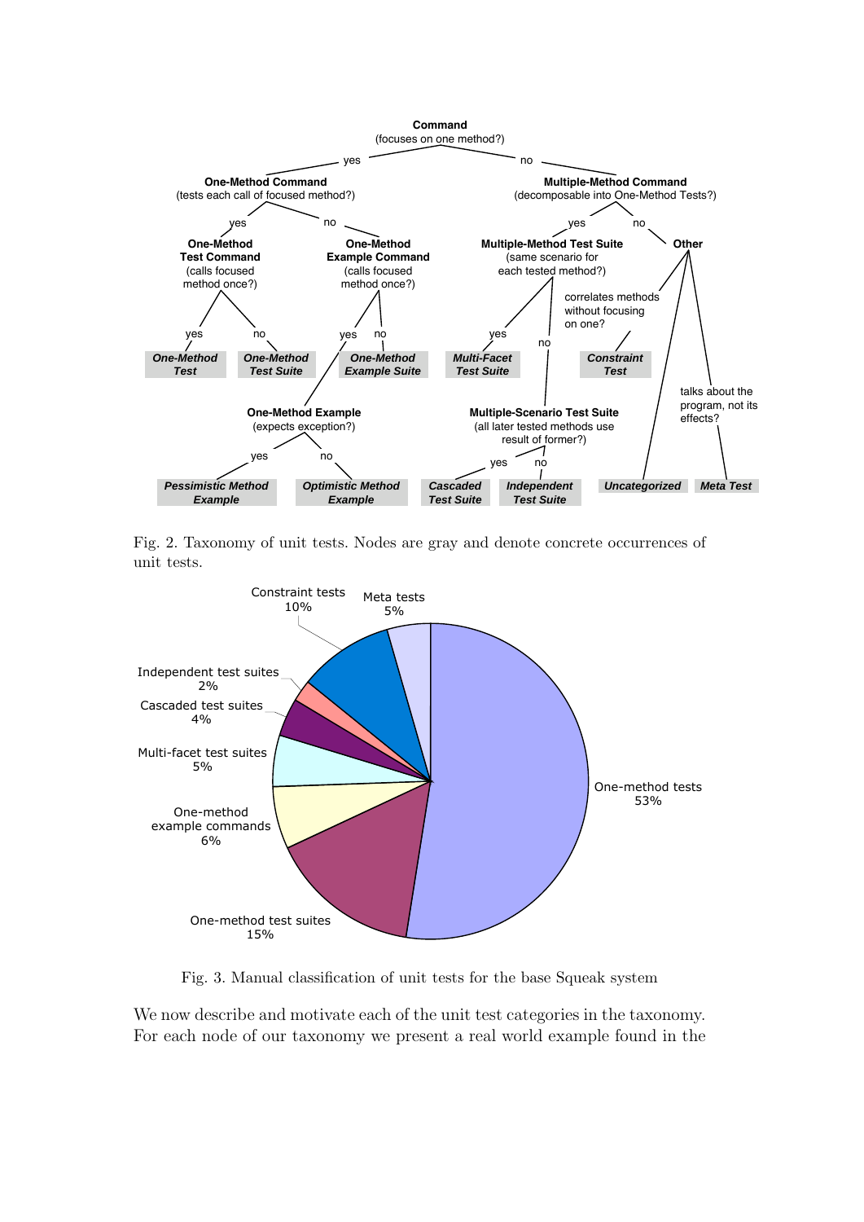Fig. 2. Taxonomy of unit tests. Nodes are gray and denote concrete occurrences of unit tests.

Fig. 3. Manual classification of unit tests for the base Squeak system

We now describe and motivate each of the unit test categories in the taxonomy. For each node of our taxonomy we present a real world example found in the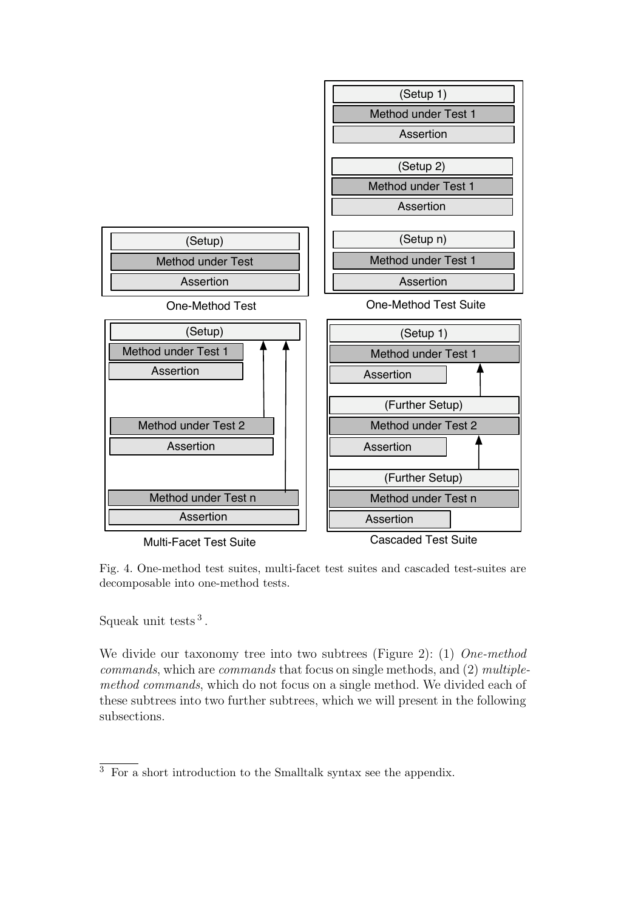Fig. 4. One-method test suites, multi-facet test suites and cascaded test-suites are decomposable into one-method tests.

Squeak unit tests[3].

We divide our taxonomy tree into two subtrees (Figure 2): (1) *One-method commands*, which are *commands* that focus on single methods, and (2) *multiple-method commands*, which do not focus on a single method. We divided each of these subtrees into two further subtrees, which we will present in the following subsections.

---

[3] For a short introduction to the Smalltalk syntax see the appendix.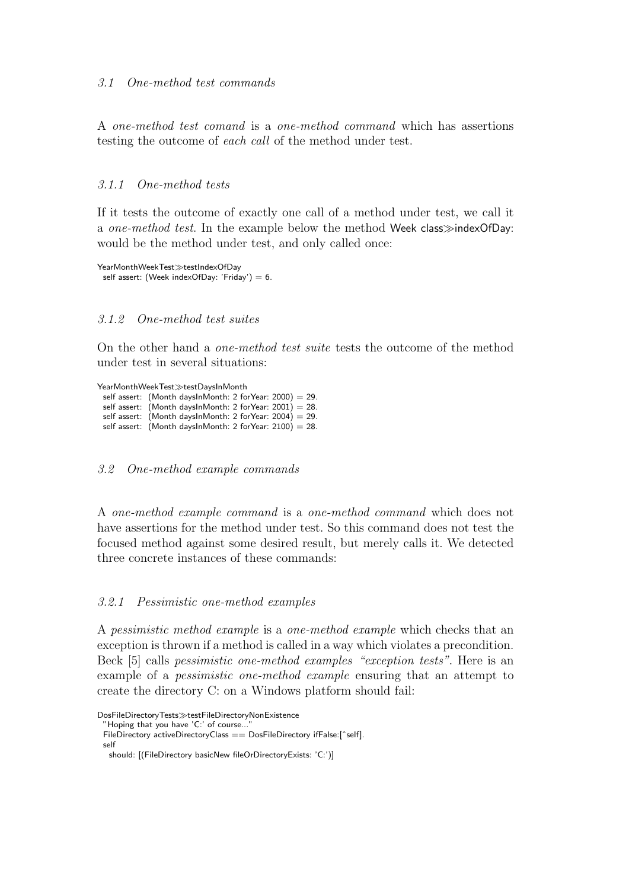### *3.1 One-method test commands*

A *one-method test comand* is a *one-method command* which has assertions testing the outcome of *each call* of the method under test.

#### *3.1.1 One-method tests*

If it tests the outcome of exactly one call of a method under test, we call it a *one-method test*. In the example below the method Week class≫indexOfDay: would be the method under test, and only called once:

```
YearMonthWeekTest≫testIndexOfDay
  self assert: (Week indexOfDay: 'Friday') = 6.
```

#### *3.1.2 One-method test suites*

On the other hand a *one-method test suite* tests the outcome of the method under test in several situations:

```
YearMonthWeekTest≫testDaysInMonth
  self assert: (Month daysInMonth: 2 forYear: 2000) = 29.
  self assert: (Month daysInMonth: 2 forYear: 2001) = 28.
  self assert: (Month daysInMonth: 2 forYear: 2004) = 29.
  self assert: (Month daysInMonth: 2 forYear: 2100) = 28.
```

### *3.2 One-method example commands*

A *one-method example command* is a *one-method command* which does not have assertions for the method under test. So this command does not test the focused method against some desired result, but merely calls it. We detected three concrete instances of these commands:

#### *3.2.1 Pessimistic one-method examples*

A *pessimistic method example* is a *one-method example* which checks that an exception is thrown if a method is called in a way which violates a precondition. Beck [5] calls *pessimistic one-method examples "exception tests"*. Here is an example of a *pessimistic one-method example* ensuring that an attempt to create the directory C: on a Windows platform should fail:

```
DosFileDirectoryTests≫testFileDirectoryNonExistence
  "Hoping that you have 'C:' of course..."
  FileDirectory activeDirectoryClass == DosFileDirectory ifFalse:[^self].
  self
    should: [(FileDirectory basicNew fileOrDirectoryExists: 'C:')]
```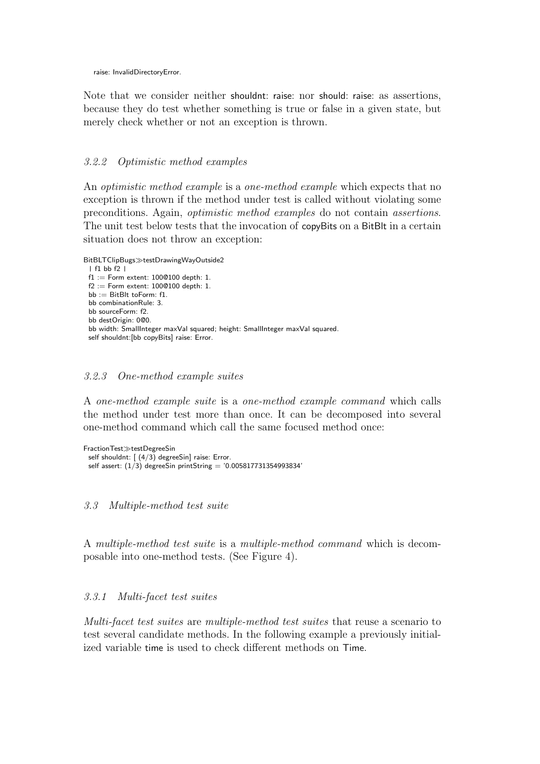```
raise: InvalidDirectoryError.
```

Note that we consider neither shouldnt: raise: nor should: raise: as assertions, because they do test whether something is true or false in a given state, but merely check whether or not an exception is thrown.

### *3.2.2 Optimistic method examples*

An *optimistic method example* is a *one-method example* which expects that no exception is thrown if the method under test is called without violating some preconditions. Again, *optimistic method examples* do not contain *assertions*. The unit test below tests that the invocation of copyBits on a BitBlt in a certain situation does not throw an exception:

```
BitBLTClipBugs≫testDrawingWayOutside2
  | f1 bb f2 |
  f1 := Form extent: 100@100 depth: 1.
  f2 := Form extent: 100@100 depth: 1.
  bb := BitBlt toForm: f1.
  bb combinationRule: 3.
  bb sourceForm: f2.
  bb destOrigin: 0@0.
  bb width: SmallInteger maxVal squared; height: SmallInteger maxVal squared.
  self shouldnt:[bb copyBits] raise: Error.
```

### *3.2.3 One-method example suites*

A *one-method example suite* is a *one-method example command* which calls the method under test more than once. It can be decomposed into several one-method command which call the same focused method once:

```
FractionTest≫testDegreeSin
  self shouldnt: [ (4/3) degreeSin] raise: Error.
  self assert: (1/3) degreeSin printString = '0.005817731354993834'
```

## *3.3 Multiple-method test suite*

A *multiple-method test suite* is a *multiple-method command* which is decomposable into one-method tests. (See Figure 4).

### *3.3.1 Multi-facet test suites*

*Multi-facet test suites* are *multiple-method test suites* that reuse a scenario to test several candidate methods. In the following example a previously initialized variable time is used to check different methods on Time.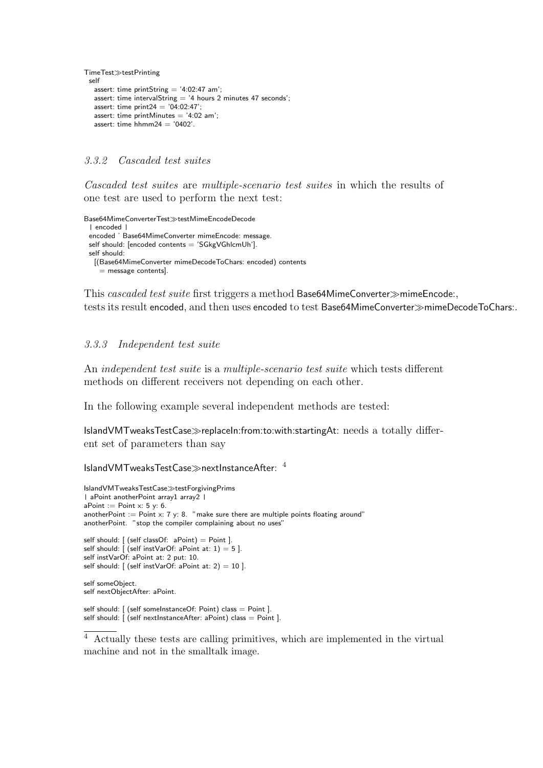```
TimeTest≫testPrinting
  self
    assert: time printString = '4:02:47 am';
    assert: time intervalString = '4 hours 2 minutes 47 seconds';
    assert: time print24 = '04:02:47';
    assert: time printMinutes = '4:02 am';
    assert: time hhmm24 = '0402'.
```

### 3.3.2 Cascaded test suites

*Cascaded test suites* are *multiple-scenario test suites* in which the results of one test are used to perform the next test:

```
Base64MimeConverterTest≫testMimeEncodeDecode
  | encoded |
  encoded ˙ Base64MimeConverter mimeEncode: message.
  self should: [encoded contents = 'SGkgVGhlcmUh'].
  self should:
    [(Base64MimeConverter mimeDecodeToChars: encoded) contents
      = message contents].
```

This *cascaded test suite* first triggers a method Base64MimeConverter≫mimeEncode:, tests its result encoded, and then uses encoded to test Base64MimeConverter≫mimeDecodeToChars:.

### 3.3.3 Independent test suite

An *independent test suite* is a *multiple-scenario test suite* which tests different methods on different receivers not depending on each other.

In the following example several independent methods are tested:

IslandVMTweaksTestCase≫replaceIn:from:to:with:startingAt: needs a totally different set of parameters than say

IslandVMTweaksTestCase≫nextInstanceAfter: [4]

```
IslandVMTweaksTestCase≫testForgivingPrims
| aPoint anotherPoint array1 array2 |
aPoint := Point x: 5 y: 6.
anotherPoint := Point x: 7 y: 8. "make sure there are multiple points floating around"
anotherPoint. "stop the compiler complaining about no uses"

self should: [ (self classOf: aPoint) = Point ].
self should: [ (self instVarOf: aPoint at: 1) = 5 ].
self instVarOf: aPoint at: 2 put: 10.
self should: [ (self instVarOf: aPoint at: 2) = 10 ].

self someObject.
self nextObjectAfter: aPoint.

self should: [ (self someInstanceOf: Point) class = Point ].
self should: [ (self nextInstanceAfter: aPoint) class = Point ].
```

[4] Actually these tests are calling primitives, which are implemented in the virtual machine and not in the smalltalk image.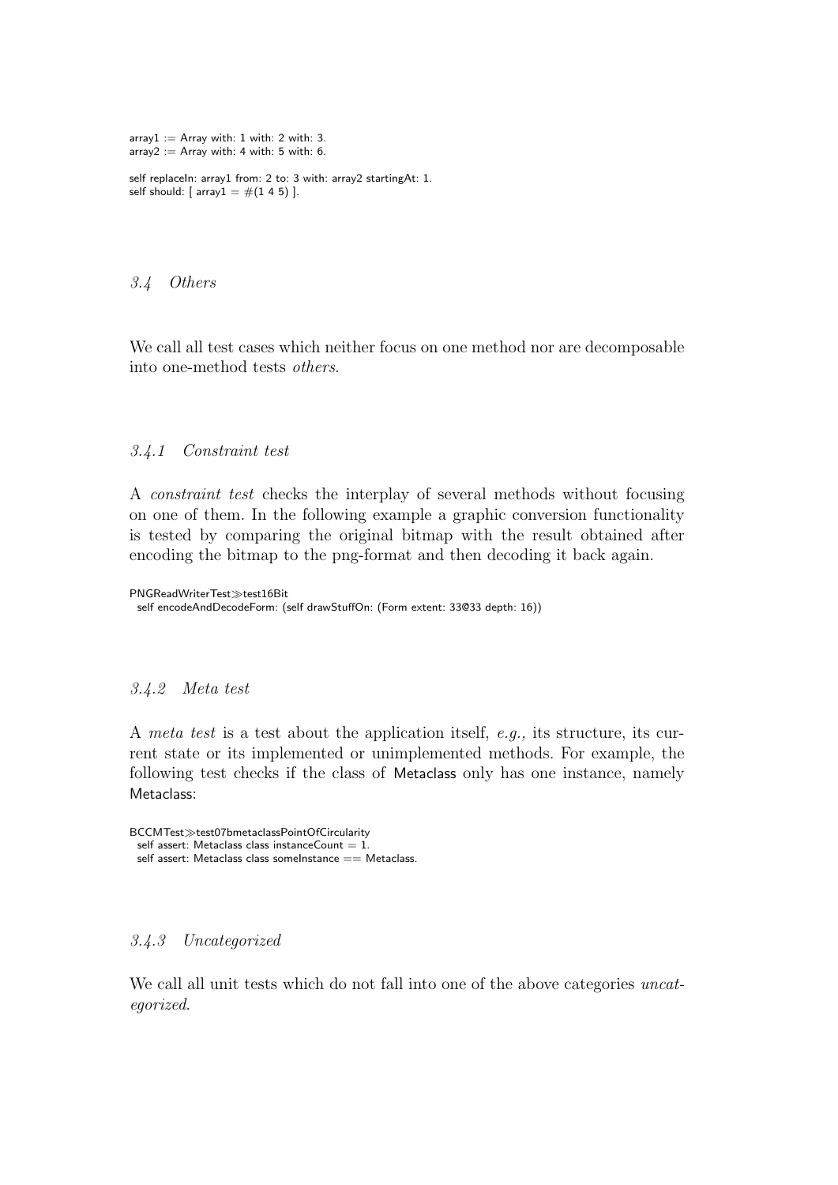```
array1 := Array with: 1 with: 2 with: 3.
array2 := Array with: 4 with: 5 with: 6.

self replaceIn: array1 from: 2 to: 3 with: array2 startingAt: 1.
self should: [ array1 = #(1 4 5) ].
```

### *3.4 Others*

We call all test cases which neither focus on one method nor are decomposable into one-method tests *others*.

#### *3.4.1 Constraint test*

A *constraint test* checks the interplay of several methods without focusing on one of them. In the following example a graphic conversion functionality is tested by comparing the original bitmap with the result obtained after encoding the bitmap to the png-format and then decoding it back again.

```
PNGReadWriterTest≫test16Bit
  self encodeAndDecodeForm: (self drawStuffOn: (Form extent: 33@33 depth: 16))
```

#### *3.4.2 Meta test*

A *meta test* is a test about the application itself, *e.g.,* its structure, its current state or its implemented or unimplemented methods. For example, the following test checks if the class of Metaclass only has one instance, namely Metaclass:

```
BCCMTest≫test07bmetaclassPointOfCircularity
  self assert: Metaclass class instanceCount = 1.
  self assert: Metaclass class someInstance == Metaclass.
```

#### *3.4.3 Uncategorized*

We call all unit tests which do not fall into one of the above categories *uncategorized*.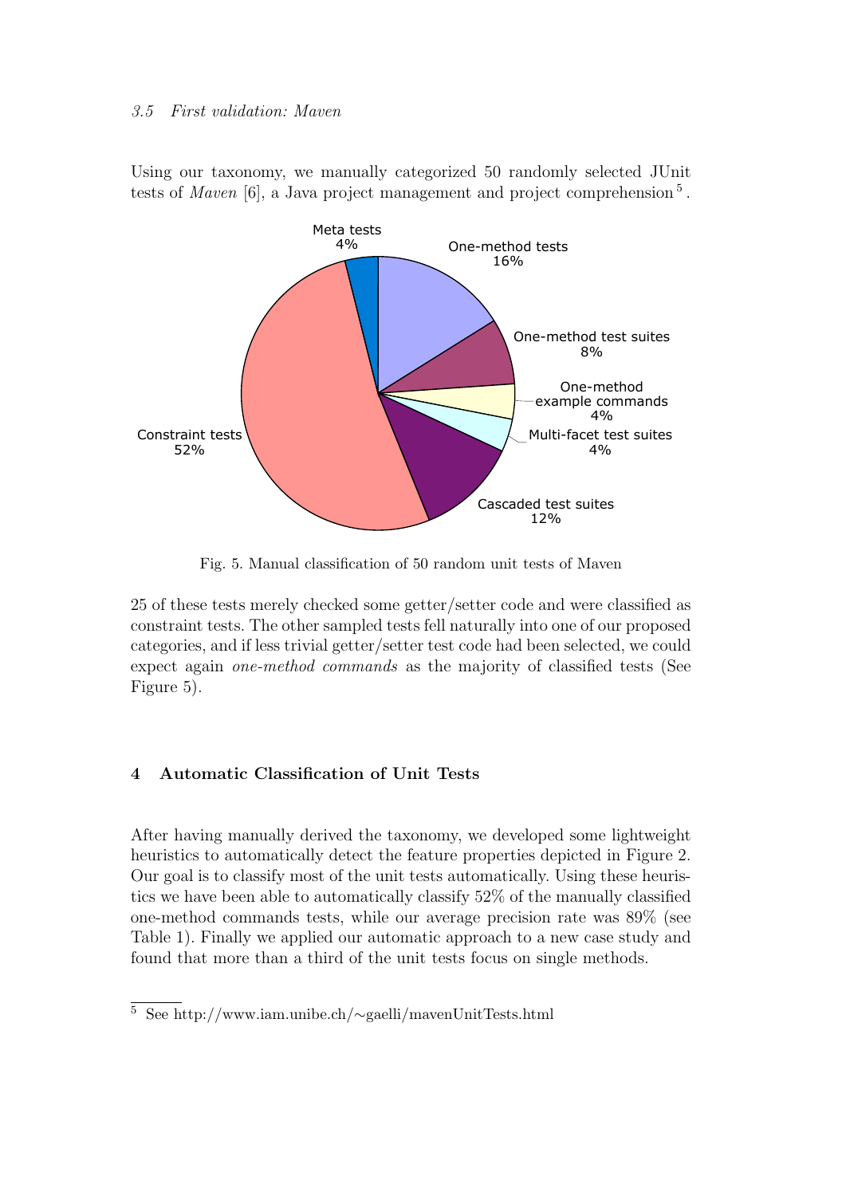### 3.5 First validation: Maven

Using our taxonomy, we manually categorized 50 randomly selected JUnit tests of *Maven* [6], a Java project management and project comprehension [5].

Fig. 5. Manual classification of 50 random unit tests of Maven

25 of these tests merely checked some getter/setter code and were classified as constraint tests. The other sampled tests fell naturally into one of our proposed categories, and if less trivial getter/setter test code had been selected, we could expect again *one-method commands* as the majority of classified tests (See Figure 5).

## 4 Automatic Classification of Unit Tests

After having manually derived the taxonomy, we developed some lightweight heuristics to automatically detect the feature properties depicted in Figure 2. Our goal is to classify most of the unit tests automatically. Using these heuristics we have been able to automatically classify 52% of the manually classified one-method commands tests, while our average precision rate was 89% (see Table 1). Finally we applied our automatic approach to a new case study and found that more than a third of the unit tests focus on single methods.

[5] See http://www.iam.unibe.ch/~gaelli/mavenUnitTests.html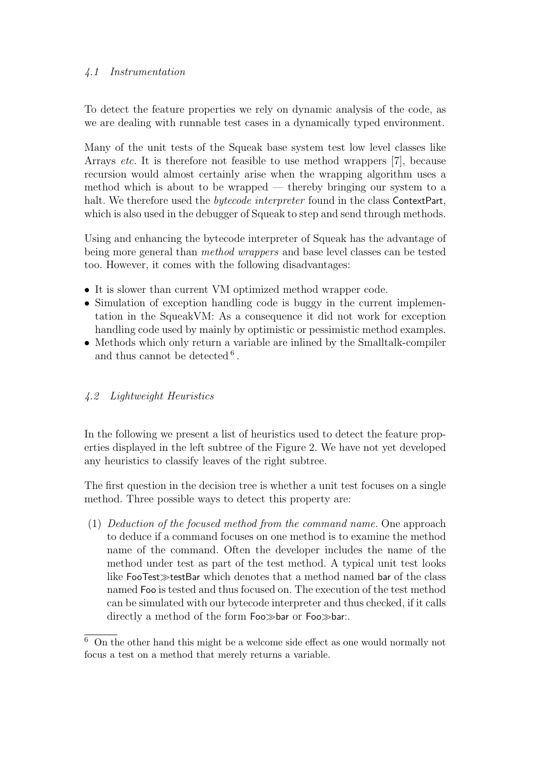### 4.1 Instrumentation

To detect the feature properties we rely on dynamic analysis of the code, as we are dealing with runnable test cases in a dynamically typed environment.

Many of the unit tests of the Squeak base system test low level classes like Arrays *etc.* It is therefore not feasible to use method wrappers [7], because recursion would almost certainly arise when the wrapping algorithm uses a method which is about to be wrapped — thereby bringing our system to a halt. We therefore used the *bytecode interpreter* found in the class ContextPart, which is also used in the debugger of Squeak to step and send through methods.

Using and enhancing the bytecode interpreter of Squeak has the advantage of being more general than *method wrappers* and base level classes can be tested too. However, it comes with the following disadvantages:

- It is slower than current VM optimized method wrapper code.
- Simulation of exception handling code is buggy in the current implementation in the SqueakVM: As a consequence it did not work for exception handling code used by mainly by optimistic or pessimistic method examples.
- Methods which only return a variable are inlined by the Smalltalk-compiler and thus cannot be detected [6].

### 4.2 Lightweight Heuristics

In the following we present a list of heuristics used to detect the feature properties displayed in the left subtree of the Figure 2. We have not yet developed any heuristics to classify leaves of the right subtree.

The first question in the decision tree is whether a unit test focuses on a single method. Three possible ways to detect this property are:

(1) *Deduction of the focused method from the command name.* One approach to deduce if a command focuses on one method is to examine the method name of the command. Often the developer includes the name of the method under test as part of the test method. A typical unit test looks like FooTest≫testBar which denotes that a method named bar of the class named Foo is tested and thus focused on. The execution of the test method can be simulated with our bytecode interpreter and thus checked, if it calls directly a method of the form Foo≫bar or Foo≫bar:.

[6] On the other hand this might be a welcome side effect as one would normally not focus a test on a method that merely returns a variable.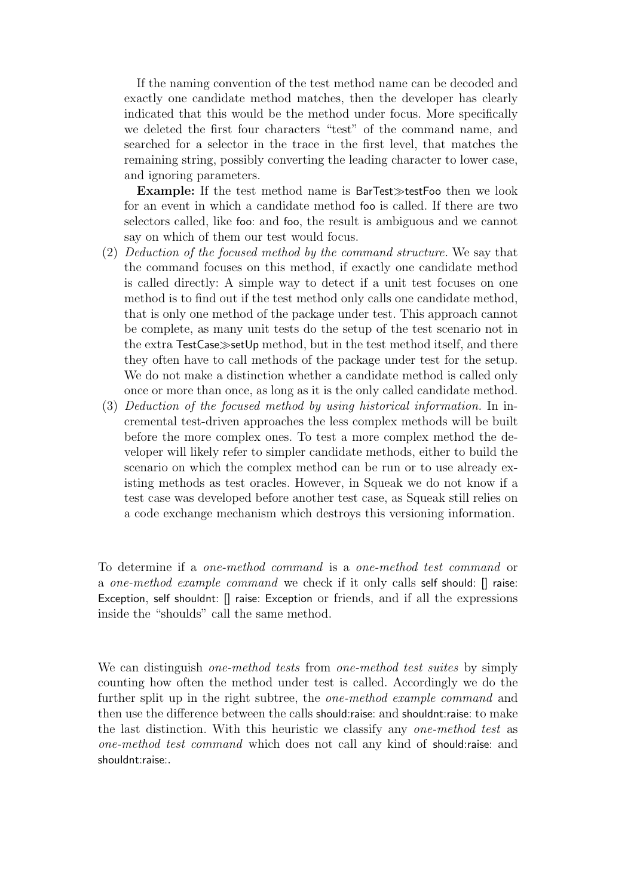If the naming convention of the test method name can be decoded and exactly one candidate method matches, then the developer has clearly indicated that this would be the method under focus. More specifically we deleted the first four characters "test" of the command name, and searched for a selector in the trace in the first level, that matches the remaining string, possibly converting the leading character to lower case, and ignoring parameters.

**Example:** If the test method name is BarTest≫testFoo then we look for an event in which a candidate method foo is called. If there are two selectors called, like foo: and foo, the result is ambiguous and we cannot say on which of them our test would focus.

(2) *Deduction of the focused method by the command structure.* We say that the command focuses on this method, if exactly one candidate method is called directly: A simple way to detect if a unit test focuses on one method is to find out if the test method only calls one candidate method, that is only one method of the package under test. This approach cannot be complete, as many unit tests do the setup of the test scenario not in the extra TestCase≫setUp method, but in the test method itself, and there they often have to call methods of the package under test for the setup. We do not make a distinction whether a candidate method is called only once or more than once, as long as it is the only called candidate method.

(3) *Deduction of the focused method by using historical information.* In incremental test-driven approaches the less complex methods will be built before the more complex ones. To test a more complex method the developer will likely refer to simpler candidate methods, either to build the scenario on which the complex method can be run or to use already existing methods as test oracles. However, in Squeak we do not know if a test case was developed before another test case, as Squeak still relies on a code exchange mechanism which destroys this versioning information.

To determine if a *one-method command* is a *one-method test command* or a *one-method example command* we check if it only calls self should: [] raise: Exception, self shouldnt: [] raise: Exception or friends, and if all the expressions inside the "shoulds" call the same method.

We can distinguish *one-method tests* from *one-method test suites* by simply counting how often the method under test is called. Accordingly we do the further split up in the right subtree, the *one-method example command* and then use the difference between the calls should:raise: and shouldnt:raise: to make the last distinction. With this heuristic we classify any *one-method test* as *one-method test command* which does not call any kind of should:raise: and shouldnt:raise:.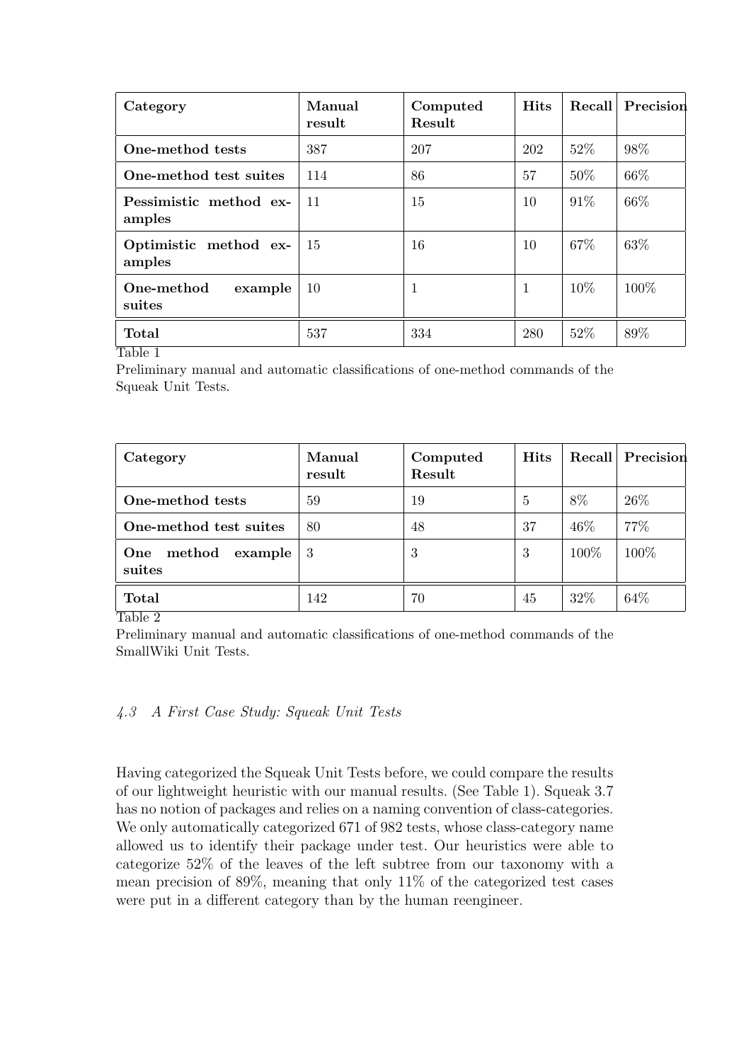| Category | Manual result | Computed Result | Hits | Recall | Precision |
|---|---|---|---|---|---|
| **One-method tests** | 387 | 207 | 202 | 52% | 98% |
| **One-method test suites** | 114 | 86 | 57 | 50% | 66% |
| **Pessimistic method examples** | 11 | 15 | 10 | 91% | 66% |
| **Optimistic method examples** | 15 | 16 | 10 | 67% | 63% |
| **One-method example suites** | 10 | 1 | 1 | 10% | 100% |
| **Total** | 537 | 334 | 280 | 52% | 89% |

Table 1

Preliminary manual and automatic classifications of one-method commands of the Squeak Unit Tests.

| Category | Manual result | Computed Result | Hits | Recall | Precision |
|---|---|---|---|---|---|
| **One-method tests** | 59 | 19 | 5 | 8% | 26% |
| **One-method test suites** | 80 | 48 | 37 | 46% | 77% |
| **One method example suites** | 3 | 3 | 3 | 100% | 100% |
| **Total** | 142 | 70 | 45 | 32% | 64% |

Table 2

Preliminary manual and automatic classifications of one-method commands of the SmallWiki Unit Tests.

### *4.3 A First Case Study: Squeak Unit Tests*

Having categorized the Squeak Unit Tests before, we could compare the results of our lightweight heuristic with our manual results. (See Table 1). Squeak 3.7 has no notion of packages and relies on a naming convention of class-categories. We only automatically categorized 671 of 982 tests, whose class-category name allowed us to identify their package under test. Our heuristics were able to categorize 52% of the leaves of the left subtree from our taxonomy with a mean precision of 89%, meaning that only 11% of the categorized test cases were put in a different category than by the human reengineer.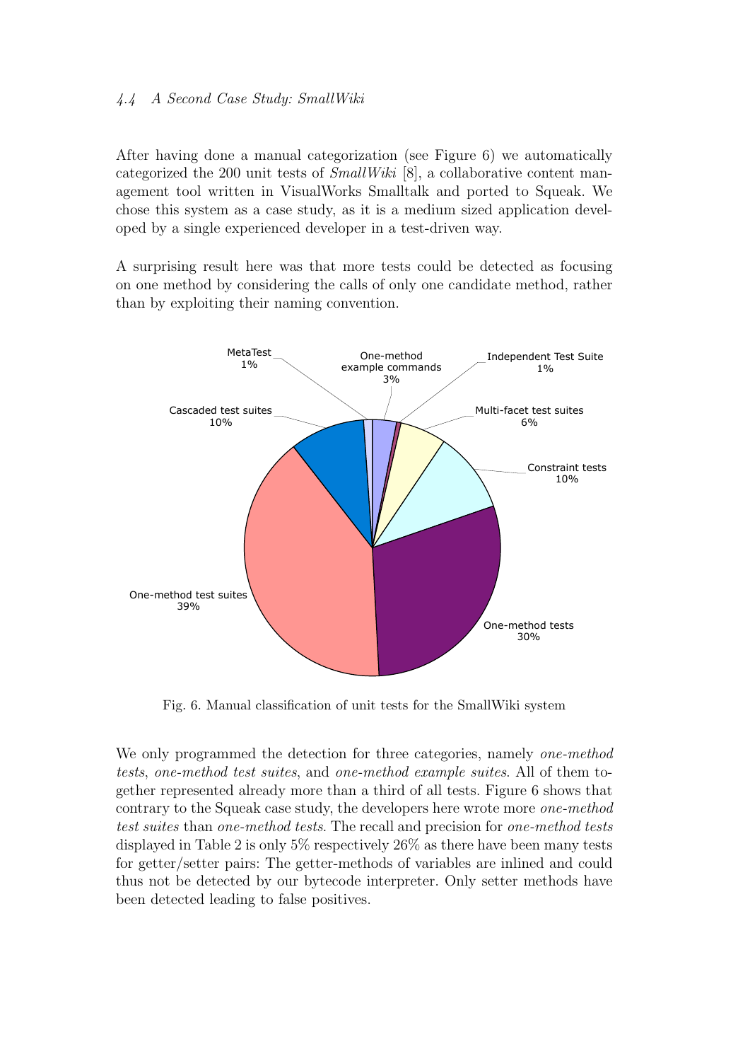### 4.4 A Second Case Study: SmallWiki

After having done a manual categorization (see Figure 6) we automatically categorized the 200 unit tests of *SmallWiki* [8], a collaborative content management tool written in VisualWorks Smalltalk and ported to Squeak. We chose this system as a case study, as it is a medium sized application developed by a single experienced developer in a test-driven way.

A surprising result here was that more tests could be detected as focusing on one method by considering the calls of only one candidate method, rather than by exploiting their naming convention.

Fig. 6. Manual classification of unit tests for the SmallWiki system

We only programmed the detection for three categories, namely *one-method tests*, *one-method test suites*, and *one-method example suites*. All of them together represented already more than a third of all tests. Figure 6 shows that contrary to the Squeak case study, the developers here wrote more *one-method test suites* than *one-method tests*. The recall and precision for *one-method tests* displayed in Table 2 is only 5% respectively 26% as there have been many tests for getter/setter pairs: The getter-methods of variables are inlined and could thus not be detected by our bytecode interpreter. Only setter methods have been detected leading to false positives.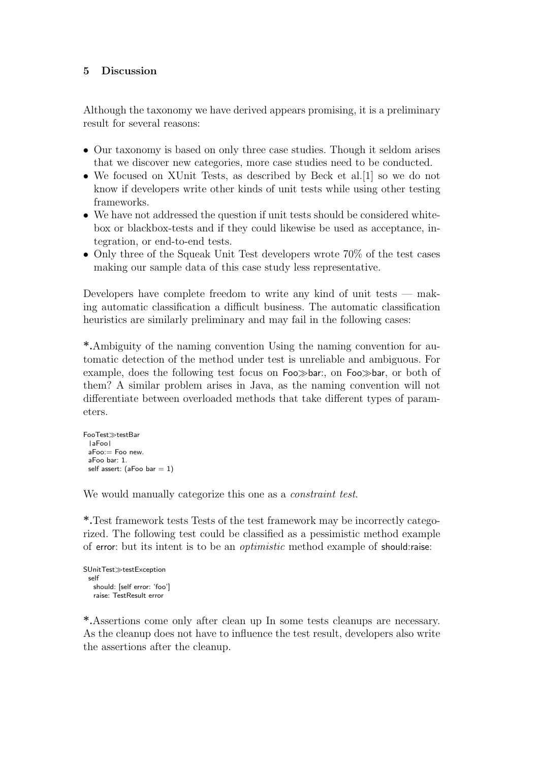## 5 Discussion

Although the taxonomy we have derived appears promising, it is a preliminary result for several reasons:

- Our taxonomy is based on only three case studies. Though it seldom arises that we discover new categories, more case studies need to be conducted.
- We focused on XUnit Tests, as described by Beck et al.[1] so we do not know if developers write other kinds of unit tests while using other testing frameworks.
- We have not addressed the question if unit tests should be considered whitebox or blackbox-tests and if they could likewise be used as acceptance, integration, or end-to-end tests.
- Only three of the Squeak Unit Test developers wrote 70% of the test cases making our sample data of this case study less representative.

Developers have complete freedom to write any kind of unit tests — making automatic classification a difficult business. The automatic classification heuristics are similarly preliminary and may fail in the following cases:

**\*.**Ambiguity of the naming convention Using the naming convention for automatic detection of the method under test is unreliable and ambiguous. For example, does the following test focus on Foo≫bar:, on Foo≫bar, or both of them? A similar problem arises in Java, as the naming convention will not differentiate between overloaded methods that take different types of parameters.

```
FooTest≫testBar
  |aFoo|
  aFoo:= Foo new.
  aFoo bar: 1.
  self assert: (aFoo bar = 1)
```

We would manually categorize this one as a *constraint test*.

**\*.**Test framework tests Tests of the test framework may be incorrectly categorized. The following test could be classified as a pessimistic method example of error: but its intent is to be an *optimistic* method example of should:raise:

```
SUnitTest≫testException
  self
    should: [self error: 'foo']
    raise: TestResult error
```

**\*.**Assertions come only after clean up In some tests cleanups are necessary. As the cleanup does not have to influence the test result, developers also write the assertions after the cleanup.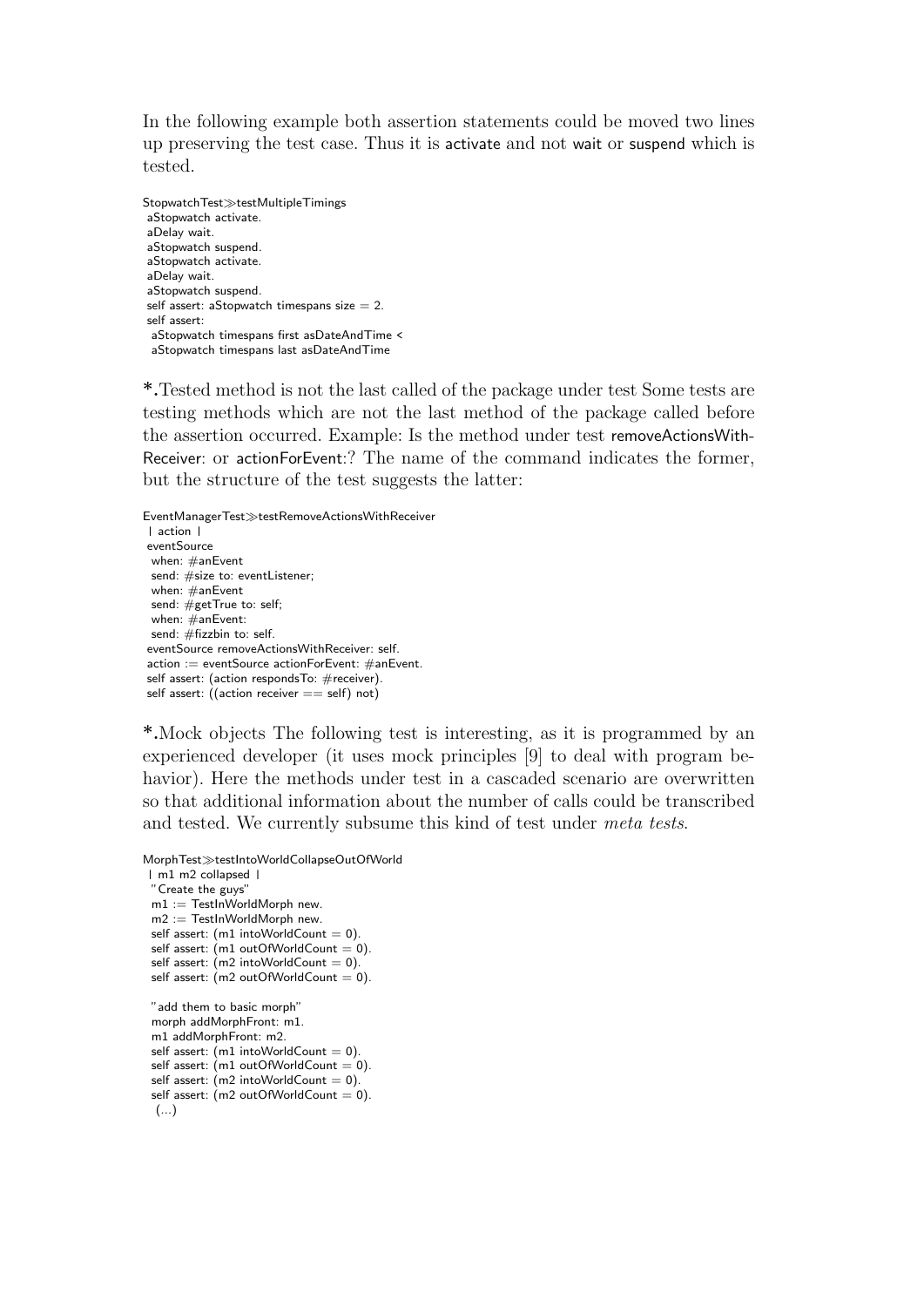In the following example both assertion statements could be moved two lines up preserving the test case. Thus it is activate and not wait or suspend which is tested.

```
StopwatchTest≫testMultipleTimings
 aStopwatch activate.
 aDelay wait.
 aStopwatch suspend.
 aStopwatch activate.
 aDelay wait.
 aStopwatch suspend.
 self assert: aStopwatch timespans size = 2.
 self assert:
  aStopwatch timespans first asDateAndTime <
  aStopwatch timespans last asDateAndTime
```

**\*.**Tested method is not the last called of the package under test Some tests are testing methods which are not the last method of the package called before the assertion occurred. Example: Is the method under test removeActionsWithReceiver: or actionForEvent:? The name of the command indicates the former, but the structure of the test suggests the latter:

```
EventManagerTest≫testRemoveActionsWithReceiver
 | action |
 eventSource
  when: #anEvent
  send: #size to: eventListener;
  when: #anEvent
  send: #getTrue to: self;
  when: #anEvent:
  send: #fizzbin to: self.
 eventSource removeActionsWithReceiver: self.
 action := eventSource actionForEvent: #anEvent.
 self assert: (action respondsTo: #receiver).
 self assert: ((action receiver == self) not)
```

**\*.**Mock objects The following test is interesting, as it is programmed by an experienced developer (it uses mock principles [9] to deal with program behavior). Here the methods under test in a cascaded scenario are overwritten so that additional information about the number of calls could be transcribed and tested. We currently subsume this kind of test under *meta tests*.

```
MorphTest≫testIntoWorldCollapseOutOfWorld
 | m1 m2 collapsed |
  "Create the guys"
  m1 := TestInWorldMorph new.
  m2 := TestInWorldMorph new.
  self assert: (m1 intoWorldCount = 0).
  self assert: (m1 outOfWorldCount = 0).
  self assert: (m2 intoWorldCount = 0).
  self assert: (m2 outOfWorldCount = 0).

  "add them to basic morph"
  morph addMorphFront: m1.
  m1 addMorphFront: m2.
  self assert: (m1 intoWorldCount = 0).
  self assert: (m1 outOfWorldCount = 0).
  self assert: (m2 intoWorldCount = 0).
  self assert: (m2 outOfWorldCount = 0).
   (...)
```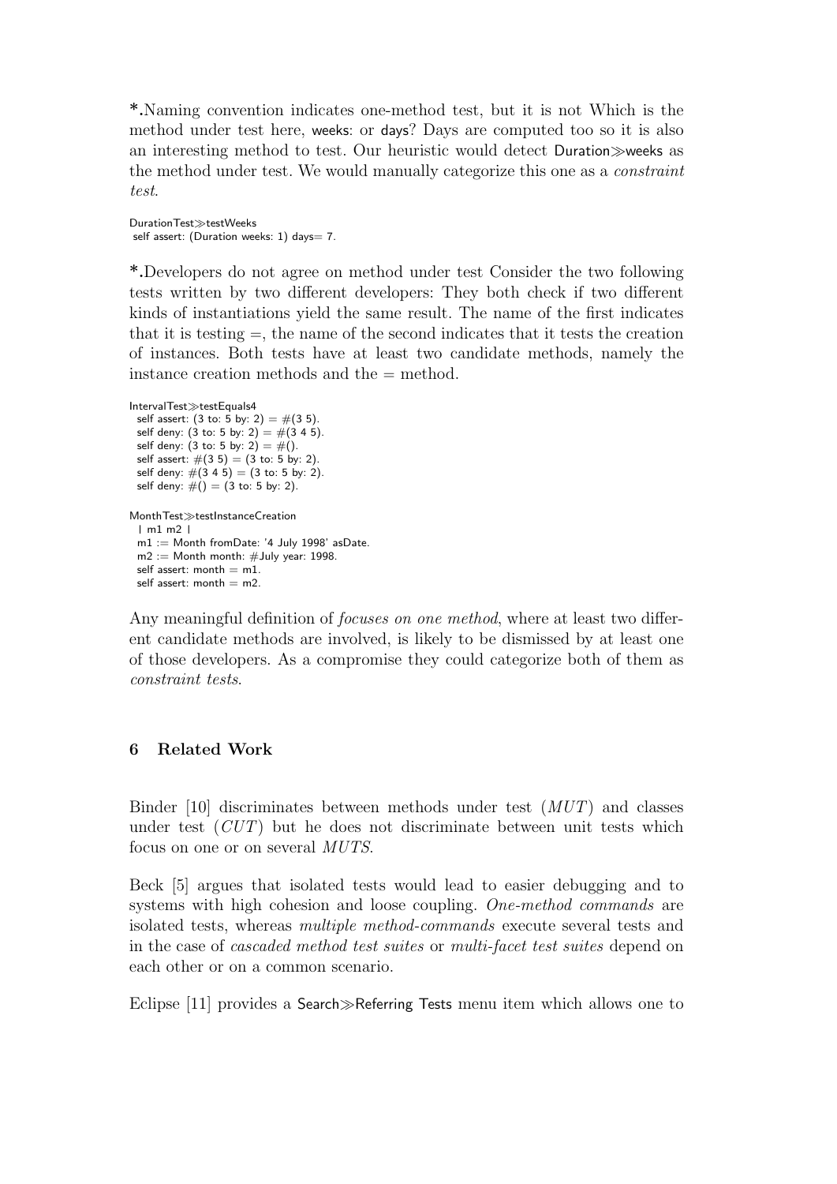*.Naming convention indicates one-method test, but it is not Which is the method under test here, weeks: or days? Days are computed too so it is also an interesting method to test. Our heuristic would detect Duration≫weeks as the method under test. We would manually categorize this one as a *constraint test*.

```
DurationTest≫testWeeks
 self assert: (Duration weeks: 1) days= 7.
```

*.Developers do not agree on method under test Consider the two following tests written by two different developers: They both check if two different kinds of instantiations yield the same result. The name of the first indicates that it is testing =, the name of the second indicates that it tests the creation of instances. Both tests have at least two candidate methods, namely the instance creation methods and the = method.

```
IntervalTest≫testEquals4
  self assert: (3 to: 5 by: 2) = #(3 5).
  self deny: (3 to: 5 by: 2) = #(3 4 5).
  self deny: (3 to: 5 by: 2) = #().
  self assert: #(3 5) = (3 to: 5 by: 2).
  self deny: #(3 4 5) = (3 to: 5 by: 2).
  self deny: #() = (3 to: 5 by: 2).

MonthTest≫testInstanceCreation
  | m1 m2 |
  m1 := Month fromDate: '4 July 1998' asDate.
  m2 := Month month: #July year: 1998.
  self assert: month = m1.
  self assert: month = m2.
```

Any meaningful definition of *focuses on one method*, where at least two different candidate methods are involved, is likely to be dismissed by at least one of those developers. As a compromise they could categorize both of them as *constraint tests*.

## 6 Related Work

Binder [10] discriminates between methods under test (*MUT*) and classes under test (*CUT*) but he does not discriminate between unit tests which focus on one or on several *MUTS*.

Beck [5] argues that isolated tests would lead to easier debugging and to systems with high cohesion and loose coupling. *One-method commands* are isolated tests, whereas *multiple method-commands* execute several tests and in the case of *cascaded method test suites* or *multi-facet test suites* depend on each other or on a common scenario.

Eclipse [11] provides a Search≫Referring Tests menu item which allows one to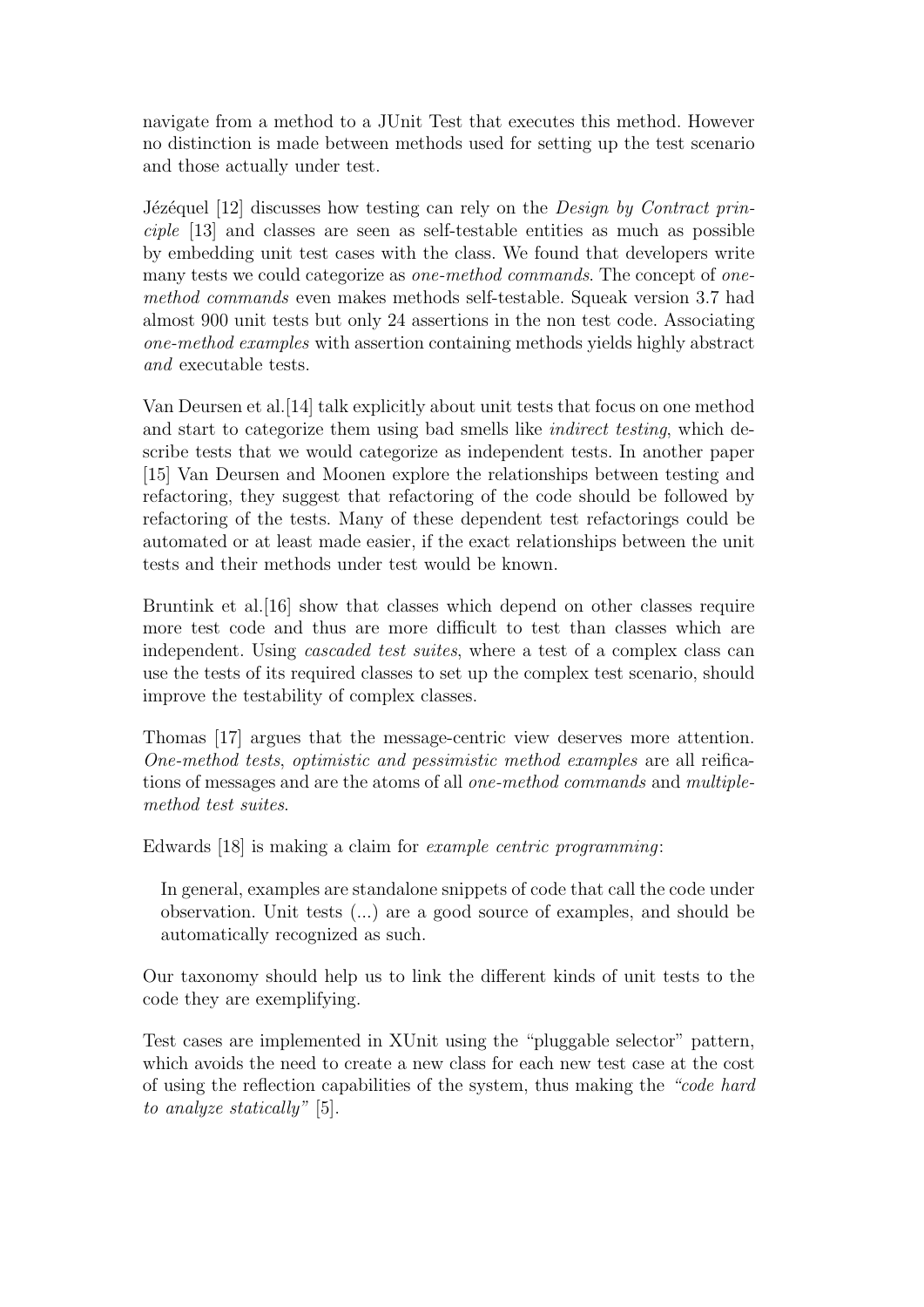navigate from a method to a JUnit Test that executes this method. However no distinction is made between methods used for setting up the test scenario and those actually under test.

Jézéquel [12] discusses how testing can rely on the *Design by Contract principle* [13] and classes are seen as self-testable entities as much as possible by embedding unit test cases with the class. We found that developers write many tests we could categorize as *one-method commands*. The concept of *one-method commands* even makes methods self-testable. Squeak version 3.7 had almost 900 unit tests but only 24 assertions in the non test code. Associating *one-method examples* with assertion containing methods yields highly abstract *and* executable tests.

Van Deursen et al.[14] talk explicitly about unit tests that focus on one method and start to categorize them using bad smells like *indirect testing*, which describe tests that we would categorize as independent tests. In another paper [15] Van Deursen and Moonen explore the relationships between testing and refactoring, they suggest that refactoring of the code should be followed by refactoring of the tests. Many of these dependent test refactorings could be automated or at least made easier, if the exact relationships between the unit tests and their methods under test would be known.

Bruntink et al.[16] show that classes which depend on other classes require more test code and thus are more difficult to test than classes which are independent. Using *cascaded test suites*, where a test of a complex class can use the tests of its required classes to set up the complex test scenario, should improve the testability of complex classes.

Thomas [17] argues that the message-centric view deserves more attention. *One-method tests*, *optimistic and pessimistic method examples* are all reifications of messages and are the atoms of all *one-method commands* and *multiple-method test suites*.

Edwards [18] is making a claim for *example centric programming*:

> In general, examples are standalone snippets of code that call the code under observation. Unit tests (...) are a good source of examples, and should be automatically recognized as such.

Our taxonomy should help us to link the different kinds of unit tests to the code they are exemplifying.

Test cases are implemented in XUnit using the “pluggable selector” pattern, which avoids the need to create a new class for each new test case at the cost of using the reflection capabilities of the system, thus making the *“code hard to analyze statically”* [5].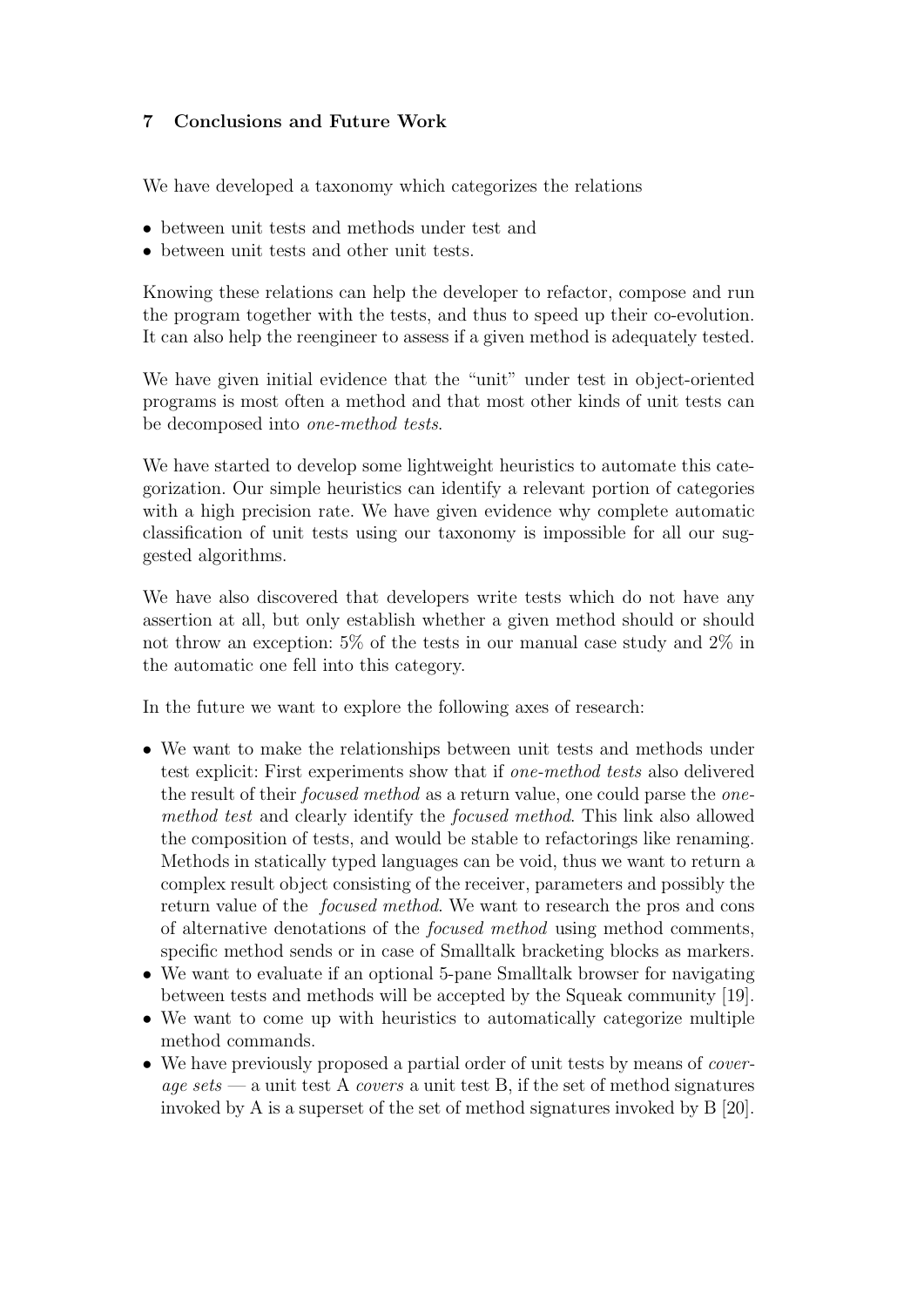## 7 Conclusions and Future Work

We have developed a taxonomy which categorizes the relations

- between unit tests and methods under test and
- between unit tests and other unit tests.

Knowing these relations can help the developer to refactor, compose and run the program together with the tests, and thus to speed up their co-evolution. It can also help the reengineer to assess if a given method is adequately tested.

We have given initial evidence that the "unit" under test in object-oriented programs is most often a method and that most other kinds of unit tests can be decomposed into *one-method tests*.

We have started to develop some lightweight heuristics to automate this categorization. Our simple heuristics can identify a relevant portion of categories with a high precision rate. We have given evidence why complete automatic classification of unit tests using our taxonomy is impossible for all our suggested algorithms.

We have also discovered that developers write tests which do not have any assertion at all, but only establish whether a given method should or should not throw an exception: 5% of the tests in our manual case study and 2% in the automatic one fell into this category.

In the future we want to explore the following axes of research:

- We want to make the relationships between unit tests and methods under test explicit: First experiments show that if *one-method tests* also delivered the result of their *focused method* as a return value, one could parse the *one-method test* and clearly identify the *focused method*. This link also allowed the composition of tests, and would be stable to refactorings like renaming. Methods in statically typed languages can be void, thus we want to return a complex result object consisting of the receiver, parameters and possibly the return value of the *focused method*. We want to research the pros and cons of alternative denotations of the *focused method* using method comments, specific method sends or in case of Smalltalk bracketing blocks as markers.
- We want to evaluate if an optional 5-pane Smalltalk browser for navigating between tests and methods will be accepted by the Squeak community [19].
- We want to come up with heuristics to automatically categorize multiple method commands.
- We have previously proposed a partial order of unit tests by means of *coverage sets* — a unit test A *covers* a unit test B, if the set of method signatures invoked by A is a superset of the set of method signatures invoked by B [20].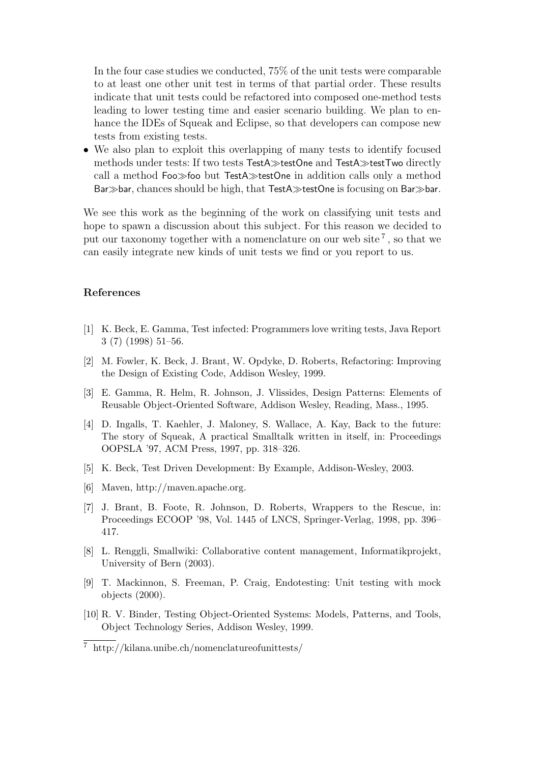In the four case studies we conducted, 75% of the unit tests were comparable to at least one other unit test in terms of that partial order. These results indicate that unit tests could be refactored into composed one-method tests leading to lower testing time and easier scenario building. We plan to enhance the IDEs of Squeak and Eclipse, so that developers can compose new tests from existing tests.

- We also plan to exploit this overlapping of many tests to identify focused methods under tests: If two tests TestA≫testOne and TestA≫testTwo directly call a method Foo≫foo but TestA≫testOne in addition calls only a method Bar≫bar, chances should be high, that TestA≫testOne is focusing on Bar≫bar.

We see this work as the beginning of the work on classifying unit tests and hope to spawn a discussion about this subject. For this reason we decided to put our taxonomy together with a nomenclature on our web site [7], so that we can easily integrate new kinds of unit tests we find or you report to us.

### References

[1] K. Beck, E. Gamma, Test infected: Programmers love writing tests, Java Report 3 (7) (1998) 51–56.

[2] M. Fowler, K. Beck, J. Brant, W. Opdyke, D. Roberts, Refactoring: Improving the Design of Existing Code, Addison Wesley, 1999.

[3] E. Gamma, R. Helm, R. Johnson, J. Vlissides, Design Patterns: Elements of Reusable Object-Oriented Software, Addison Wesley, Reading, Mass., 1995.

[4] D. Ingalls, T. Kaehler, J. Maloney, S. Wallace, A. Kay, Back to the future: The story of Squeak, A practical Smalltalk written in itself, in: Proceedings OOPSLA '97, ACM Press, 1997, pp. 318–326.

[5] K. Beck, Test Driven Development: By Example, Addison-Wesley, 2003.

[6] Maven, http://maven.apache.org.

[7] J. Brant, B. Foote, R. Johnson, D. Roberts, Wrappers to the Rescue, in: Proceedings ECOOP '98, Vol. 1445 of LNCS, Springer-Verlag, 1998, pp. 396–417.

[8] L. Renggli, Smallwiki: Collaborative content management, Informatikprojekt, University of Bern (2003).

[9] T. Mackinnon, S. Freeman, P. Craig, Endotesting: Unit testing with mock objects (2000).

[10] R. V. Binder, Testing Object-Oriented Systems: Models, Patterns, and Tools, Object Technology Series, Addison Wesley, 1999.

[7] http://kilana.unibe.ch/nomenclatureofunittests/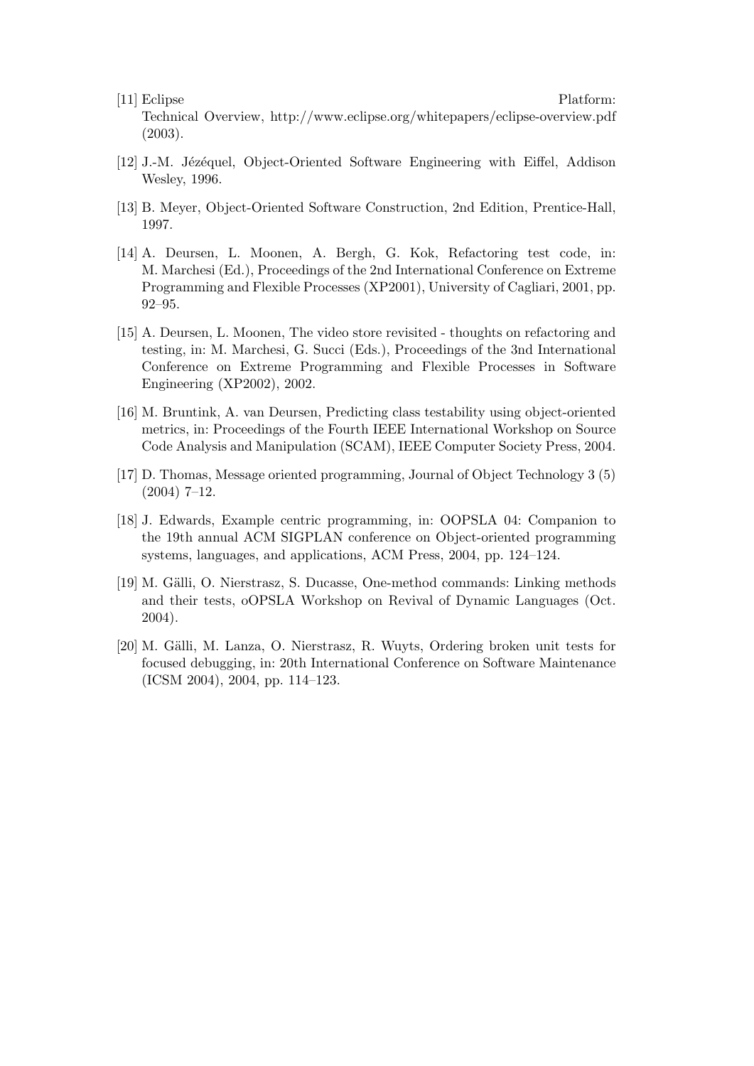[11] Eclipse Platform: Technical Overview, http://www.eclipse.org/whitepapers/eclipse-overview.pdf (2003).

[12] J.-M. Jézéquel, Object-Oriented Software Engineering with Eiffel, Addison Wesley, 1996.

[13] B. Meyer, Object-Oriented Software Construction, 2nd Edition, Prentice-Hall, 1997.

[14] A. Deursen, L. Moonen, A. Bergh, G. Kok, Refactoring test code, in: M. Marchesi (Ed.), Proceedings of the 2nd International Conference on Extreme Programming and Flexible Processes (XP2001), University of Cagliari, 2001, pp. 92–95.

[15] A. Deursen, L. Moonen, The video store revisited - thoughts on refactoring and testing, in: M. Marchesi, G. Succi (Eds.), Proceedings of the 3nd International Conference on Extreme Programming and Flexible Processes in Software Engineering (XP2002), 2002.

[16] M. Bruntink, A. van Deursen, Predicting class testability using object-oriented metrics, in: Proceedings of the Fourth IEEE International Workshop on Source Code Analysis and Manipulation (SCAM), IEEE Computer Society Press, 2004.

[17] D. Thomas, Message oriented programming, Journal of Object Technology 3 (5) (2004) 7–12.

[18] J. Edwards, Example centric programming, in: OOPSLA 04: Companion to the 19th annual ACM SIGPLAN conference on Object-oriented programming systems, languages, and applications, ACM Press, 2004, pp. 124–124.

[19] M. Gälli, O. Nierstrasz, S. Ducasse, One-method commands: Linking methods and their tests, oOPSLA Workshop on Revival of Dynamic Languages (Oct. 2004).

[20] M. Gälli, M. Lanza, O. Nierstrasz, R. Wuyts, Ordering broken unit tests for focused debugging, in: 20th International Conference on Software Maintenance (ICSM 2004), 2004, pp. 114–123.